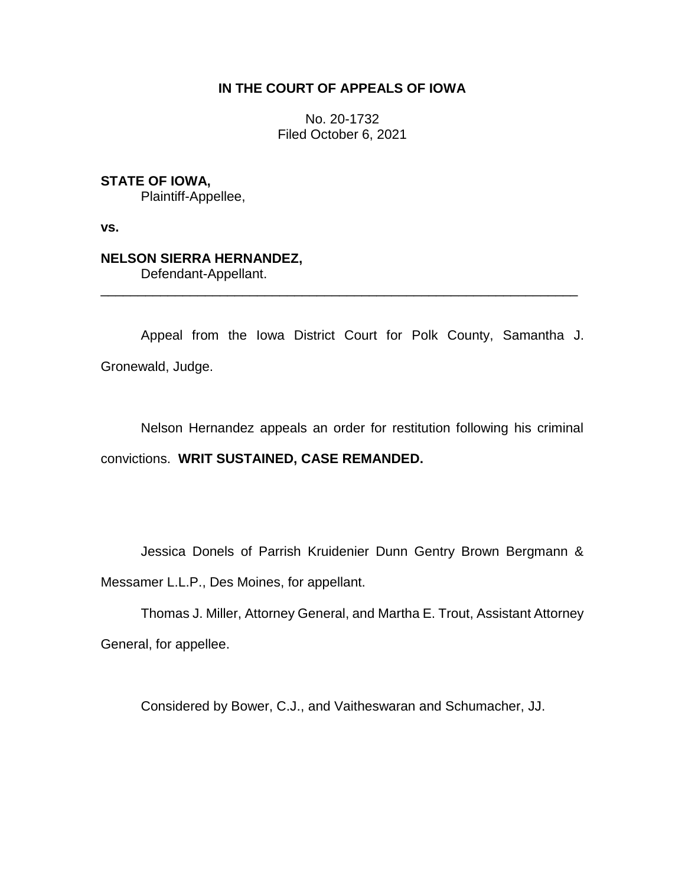**IN THE COURT OF APPEALS OF IOWA**

No. 20-1732
Filed October 6, 2021

**STATE OF IOWA,**
Plaintiff-Appellee,

**vs.**

**NELSON SIERRA HERNANDEZ,**
Defendant-Appellant.

---

Appeal from the Iowa District Court for Polk County, Samantha J. Gronewald, Judge.

Nelson Hernandez appeals an order for restitution following his criminal convictions. **WRIT SUSTAINED, CASE REMANDED.**

Jessica Donels of Parrish Kruidenier Dunn Gentry Brown Bergmann & Messamer L.L.P., Des Moines, for appellant.

Thomas J. Miller, Attorney General, and Martha E. Trout, Assistant Attorney General, for appellee.

Considered by Bower, C.J., and Vaitheswaran and Schumacher, JJ.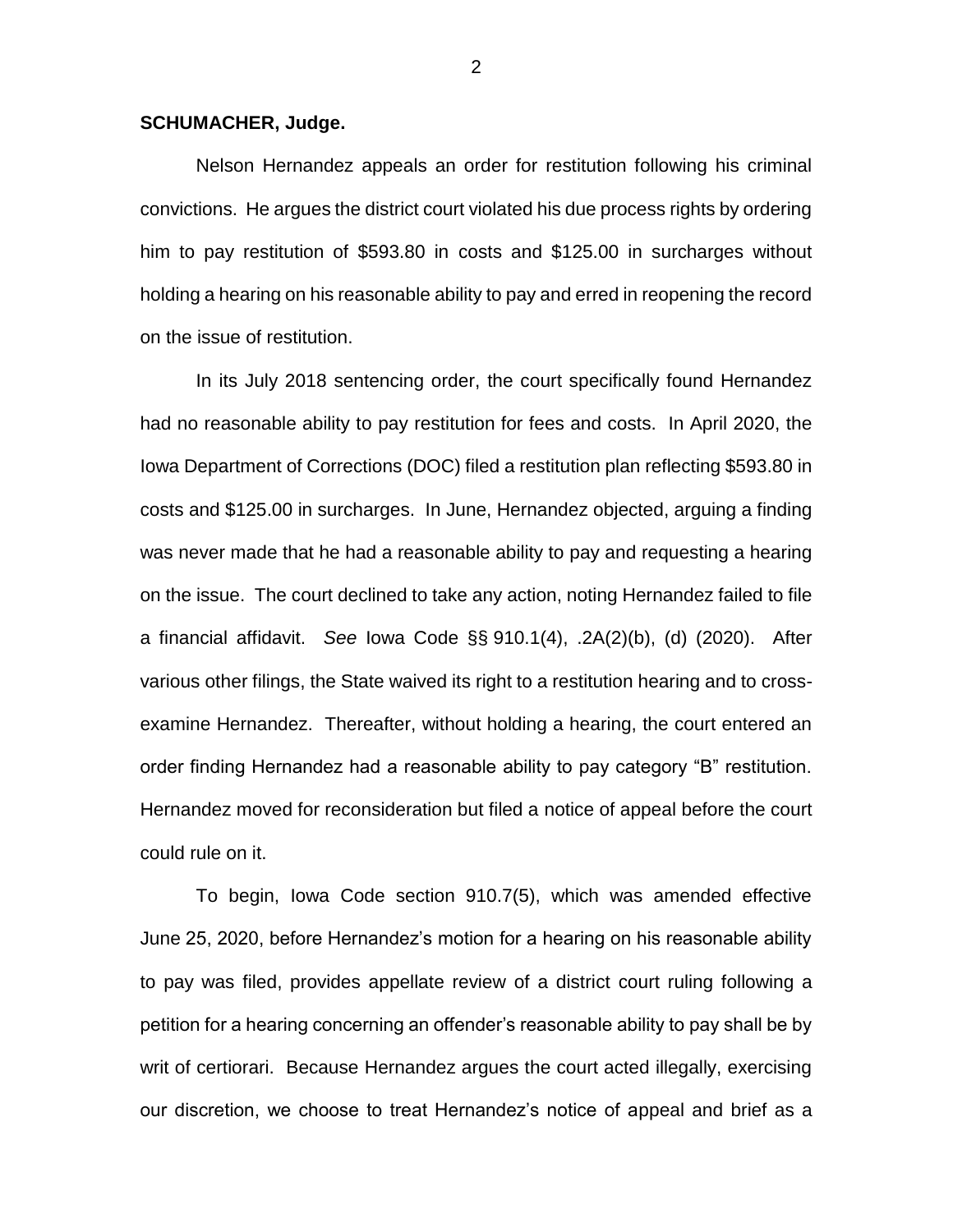**SCHUMACHER, Judge.**

Nelson Hernandez appeals an order for restitution following his criminal convictions. He argues the district court violated his due process rights by ordering him to pay restitution of $593.80 in costs and $125.00 in surcharges without holding a hearing on his reasonable ability to pay and erred in reopening the record on the issue of restitution.

In its July 2018 sentencing order, the court specifically found Hernandez had no reasonable ability to pay restitution for fees and costs. In April 2020, the Iowa Department of Corrections (DOC) filed a restitution plan reflecting $593.80 in costs and $125.00 in surcharges. In June, Hernandez objected, arguing a finding was never made that he had a reasonable ability to pay and requesting a hearing on the issue. The court declined to take any action, noting Hernandez failed to file a financial affidavit. *See* Iowa Code §§ 910.1(4), .2A(2)(b), (d) (2020). After various other filings, the State waived its right to a restitution hearing and to cross-examine Hernandez. Thereafter, without holding a hearing, the court entered an order finding Hernandez had a reasonable ability to pay category "B" restitution. Hernandez moved for reconsideration but filed a notice of appeal before the court could rule on it.

To begin, Iowa Code section 910.7(5), which was amended effective June 25, 2020, before Hernandez's motion for a hearing on his reasonable ability to pay was filed, provides appellate review of a district court ruling following a petition for a hearing concerning an offender's reasonable ability to pay shall be by writ of certiorari. Because Hernandez argues the court acted illegally, exercising our discretion, we choose to treat Hernandez's notice of appeal and brief as a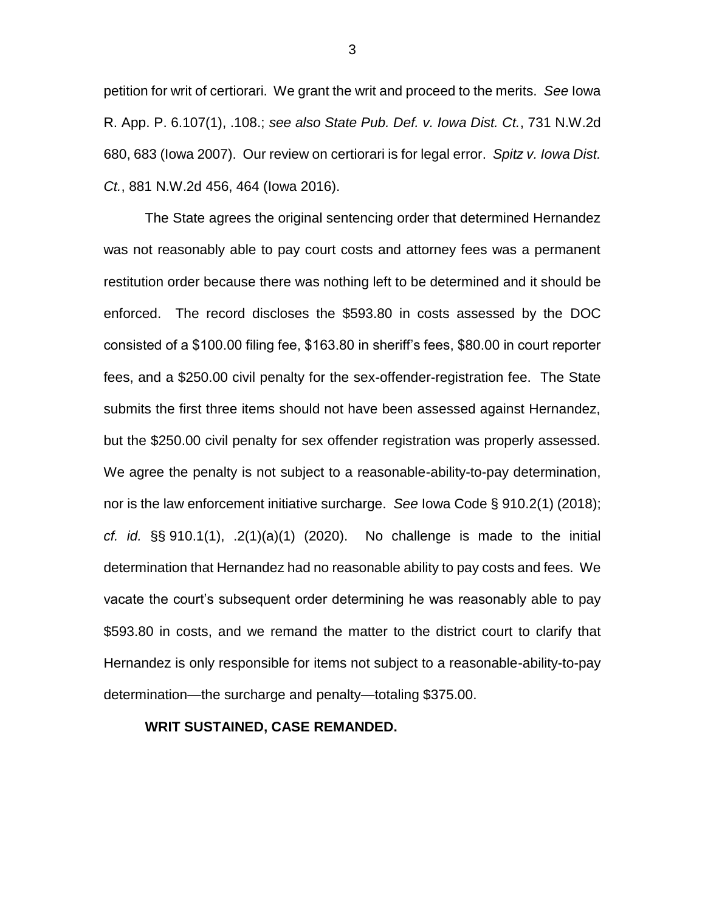petition for writ of certiorari. We grant the writ and proceed to the merits. *See* Iowa R. App. P. 6.107(1), .108.; *see also State Pub. Def. v. Iowa Dist. Ct.*, 731 N.W.2d 680, 683 (Iowa 2007). Our review on certiorari is for legal error. *Spitz v. Iowa Dist. Ct.*, 881 N.W.2d 456, 464 (Iowa 2016).

The State agrees the original sentencing order that determined Hernandez was not reasonably able to pay court costs and attorney fees was a permanent restitution order because there was nothing left to be determined and it should be enforced. The record discloses the $593.80 in costs assessed by the DOC consisted of a $100.00 filing fee, $163.80 in sheriff's fees, $80.00 in court reporter fees, and a $250.00 civil penalty for the sex-offender-registration fee. The State submits the first three items should not have been assessed against Hernandez, but the $250.00 civil penalty for sex offender registration was properly assessed. We agree the penalty is not subject to a reasonable-ability-to-pay determination, nor is the law enforcement initiative surcharge. *See* Iowa Code § 910.2(1) (2018); *cf. id.* §§ 910.1(1), .2(1)(a)(1) (2020). No challenge is made to the initial determination that Hernandez had no reasonable ability to pay costs and fees. We vacate the court's subsequent order determining he was reasonably able to pay $593.80 in costs, and we remand the matter to the district court to clarify that Hernandez is only responsible for items not subject to a reasonable-ability-to-pay determination—the surcharge and penalty—totaling $375.00.

**WRIT SUSTAINED, CASE REMANDED.**